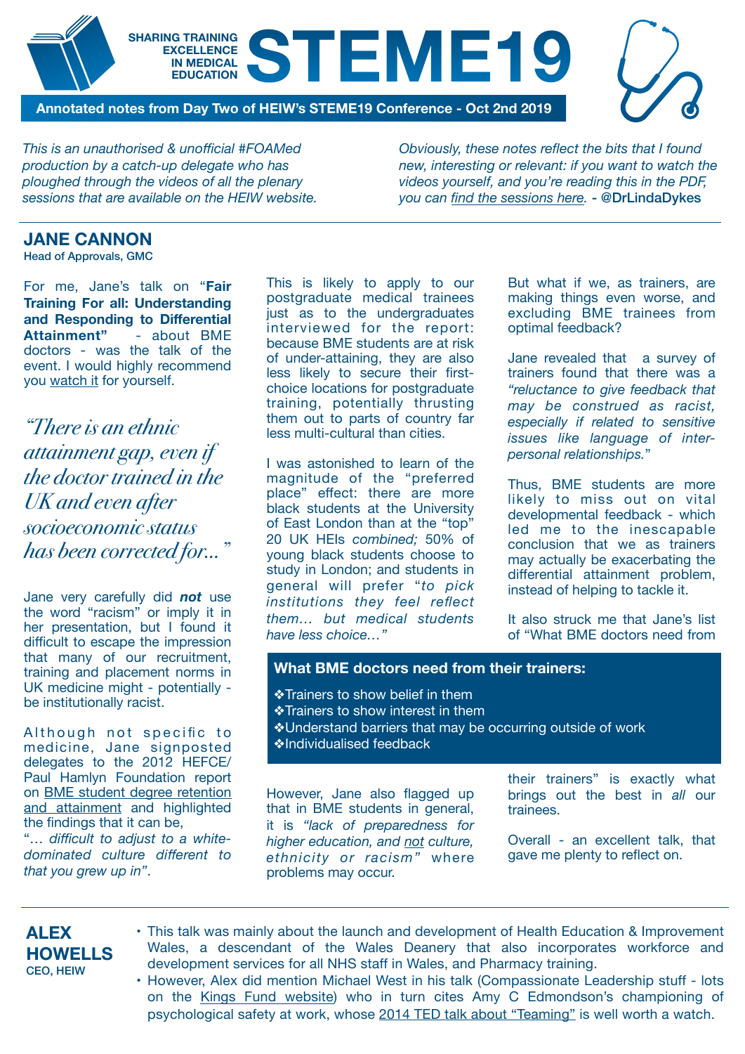# STEME19

**SHARING TRAINING EXCELLENCE IN MEDICAL EDUCATION**

**Annotated notes from Day Two of HEIW's STEME19 Conference - Oct 2nd 2019**

*This is an unauthorised & unofficial #FOAMed production by a catch-up delegate who has ploughed through the videos of all the plenary sessions that are available on the HEIW website.*

*Obviously, these notes reflect the bits that I found new, interesting or relevant: if you want to watch the videos yourself, and you're reading this in the PDF, you can find the sessions here.* **- @DrLindaDykes**

## JANE CANNON

Head of Approvals, GMC

For me, Jane's talk on "**Fair Training For all: Understanding and Responding to Differential Attainment"** - about BME doctors - was the talk of the event. I would highly recommend you watch it for yourself.

> *"There is an ethnic attainment gap, even if the doctor trained in the UK and even after socioeconomic status has been corrected for…"*

Jane very carefully did ***not*** use the word "racism" or imply it in her presentation, but I found it difficult to escape the impression that many of our recruitment, training and placement norms in UK medicine might - potentially - be institutionally racist.

Although not specific to medicine, Jane signposted delegates to the 2012 HEFCE/ Paul Hamlyn Foundation report on BME student degree retention and attainment and highlighted the findings that it can be, "*… difficult to adjust to a white-dominated culture different to that you grew up in*".

This is likely to apply to our postgraduate medical trainees just as to the undergraduates interviewed for the report: because BME students are at risk of under-attaining, they are also less likely to secure their first-choice locations for postgraduate training, potentially thrusting them out to parts of country far less multi-cultural than cities.

I was astonished to learn of the magnitude of the "preferred place" effect: there are more black students at the University of East London than at the "top" 20 UK HEIs *combined;* 50% of young black students choose to study in London; and students in general will prefer "*to pick institutions they feel reflect them… but medical students have less choice…"*

But what if we, as trainers, are making things even worse, and excluding BME trainees from optimal feedback?

Jane revealed that a survey of trainers found that there was a *"reluctance to give feedback that may be construed as racist, especially if related to sensitive issues like language of inter-personal relationships.*"

Thus, BME students are more likely to miss out on vital developmental feedback - which led me to the inescapable conclusion that we as trainers may actually be exacerbating the differential attainment problem, instead of helping to tackle it.

It also struck me that Jane's list of "What BME doctors need from their trainers" is exactly what brings out the best in *all* our trainees.

### What BME doctors need from their trainers:

- Trainers to show belief in them
- Trainers to show interest in them
- Understand barriers that may be occurring outside of work
- Individualised feedback

However, Jane also flagged up that in BME students in general, it is *"lack of preparedness for higher education, and not culture, ethnicity or racism"* where problems may occur.

Overall - an excellent talk, that gave me plenty to reflect on.

## ALEX HOWELLS

CEO, HEIW

- This talk was mainly about the launch and development of Health Education & Improvement Wales, a descendant of the Wales Deanery that also incorporates workforce and development services for all NHS staff in Wales, and Pharmacy training.
- However, Alex did mention Michael West in his talk (Compassionate Leadership stuff - lots on the Kings Fund website) who in turn cites Amy C Edmondson's championing of psychological safety at work, whose 2014 TED talk about "Teaming" is well worth a watch.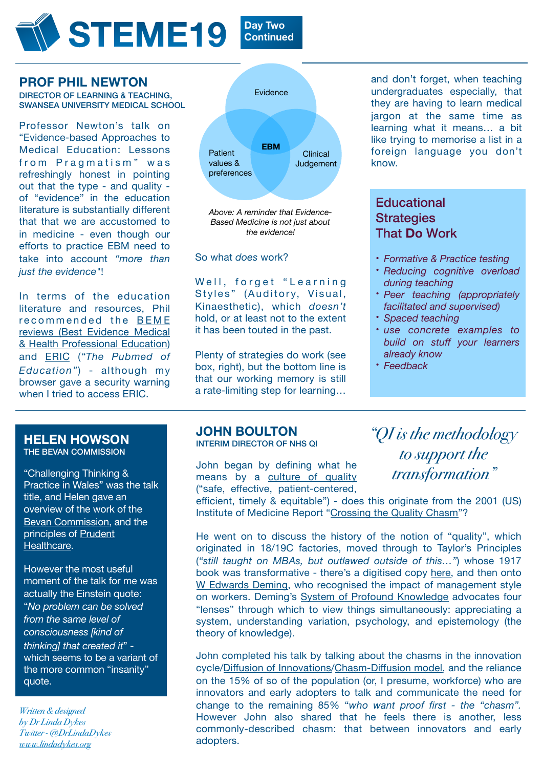# STEME19

**Day Two Continued**

## PROF PHIL NEWTON

**DIRECTOR OF LEARNING & TEACHING, SWANSEA UNIVERSITY MEDICAL SCHOOL**

Professor Newton's talk on "Evidence-based Approaches to Medical Education: Lessons from Pragmatism" was refreshingly honest in pointing out that the type - and quality - of "evidence" in the education literature is substantially different that that we are accustomed to in medicine - even though our efforts to practice EBM need to take into account *"more than just the evidence"*!

In terms of the education literature and resources, Phil recommended the BEME reviews (Best Evidence Medical & Health Professional Education) and ERIC (*"The Pubmed of Education"*) - although my browser gave a security warning when I tried to access ERIC.

Evidence

Patient values & preferences

EBM

Clinical Judgement

*Above: A reminder that Evidence-Based Medicine is not just about the evidence!*

So what *does* work?

Well, forget "Learning Styles" (Auditory, Visual, Kinaesthetic), which *doesn't* hold, or at least not to the extent it has been touted in the past.

Plenty of strategies do work (see box, right), but the bottom line is that our working memory is still a rate-limiting step for learning… and don't forget, when teaching undergraduates especially, that they are having to learn medical jargon at the same time as learning what it means… a bit like trying to memorise a list in a foreign language you don't know.

### Educational Strategies That *Do* Work

- *Formative & Practice testing*
- *Reducing cognitive overload during teaching*
- *Peer teaching (appropriately facilitated and supervised)*
- *Spaced teaching*
- *use concrete examples to build on stuff your learners already know*
- *Feedback*

## HELEN HOWSON

**THE BEVAN COMMISSION**

"Challenging Thinking & Practice in Wales" was the talk title, and Helen gave an overview of the work of the Bevan Commission, and the principles of Prudent Healthcare.

However the most useful moment of the talk for me was actually the Einstein quote: "*No problem can be solved from the same level of consciousness [kind of thinking] that created it*" - which seems to be a variant of the more common "insanity" quote.

## JOHN BOULTON

**INTERIM DIRECTOR OF NHS QI**

*"QI is the methodology to support the transformation"*

John began by defining what he means by a culture of quality ("safe, effective, patient-centered, efficient, timely & equitable") - does this originate from the 2001 (US) Institute of Medicine Report "Crossing the Quality Chasm"?

He went on to discuss the history of the notion of "quality", which originated in 18/19C factories, moved through to Taylor's Principles (*"still taught on MBAs, but outlawed outside of this…"*) whose 1917 book was transformative - there's a digitised copy here, and then onto W Edwards Deming, who recognised the impact of management style on workers. Deming's System of Profound Knowledge advocates four "lenses" through which to view things simultaneously: appreciating a system, understanding variation, psychology, and epistemology (the theory of knowledge).

John completed his talk by talking about the chasms in the innovation cycle/Diffusion of Innovations/Chasm-Diffusion model, and the reliance on the 15% of so of the population (or, I presume, workforce) who are innovators and early adopters to talk and communicate the need for change to the remaining 85% *"who want proof first - the "chasm"*. However John also shared that he feels there is another, less commonly-described chasm: that between innovators and early adopters.

*Written & designed by Dr Linda Dykes*
*Twitter - @DrLindaDykes*
*www.lindadykes.org*